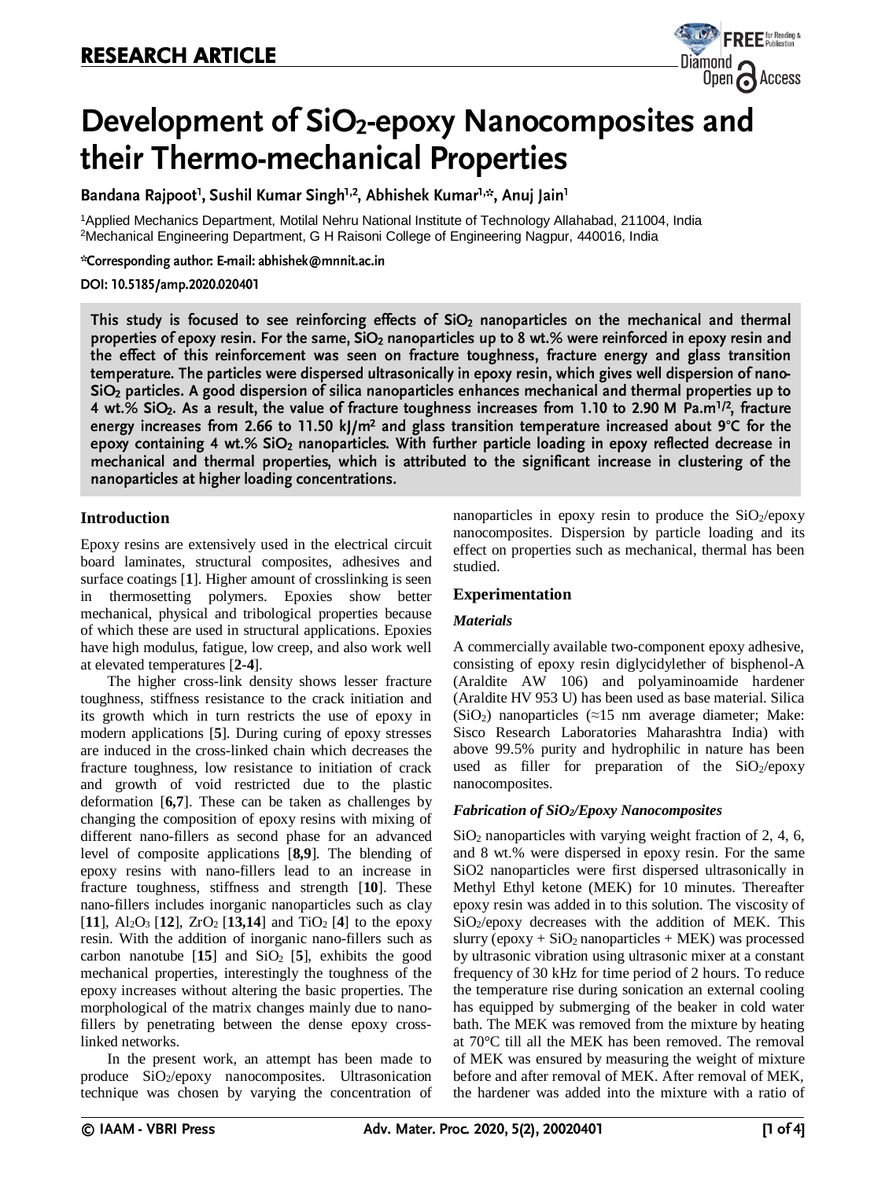**RESEARCH ARTICLE**

# Development of $SiO_2$-epoxy Nanocomposites and their Thermo-mechanical Properties

Bandana Rajpoot[1], Sushil Kumar Singh[1,2], Abhishek Kumar[1,*], Anuj Jain[1]

[1]Applied Mechanics Department, Motilal Nehru National Institute of Technology Allahabad, 211004, India
[2]Mechanical Engineering Department, G H Raisoni College of Engineering Nagpur, 440016, India

*Corresponding author: E-mail: abhishek@mnnit.ac.in

DOI: 10.5185/amp.2020.020401

**This study is focused to see reinforcing effects of $SiO_2$ nanoparticles on the mechanical and thermal properties of epoxy resin. For the same, $SiO_2$ nanoparticles up to 8 wt.% were reinforced in epoxy resin and the effect of this reinforcement was seen on fracture toughness, fracture energy and glass transition temperature. The particles were dispersed ultrasonically in epoxy resin, which gives well dispersion of nano-$SiO_2$ particles. A good dispersion of silica nanoparticles enhances mechanical and thermal properties up to 4 wt.% $SiO_2$. As a result, the value of fracture toughness increases from 1.10 to 2.90 M Pa.m$^{1/2}$, fracture energy increases from 2.66 to 11.50 kJ/m$^2$ and glass transition temperature increased about 9°C for the epoxy containing 4 wt.% $SiO_2$ nanoparticles. With further particle loading in epoxy reflected decrease in mechanical and thermal properties, which is attributed to the significant increase in clustering of the nanoparticles at higher loading concentrations.**

## Introduction

Epoxy resins are extensively used in the electrical circuit board laminates, structural composites, adhesives and surface coatings [**1**]. Higher amount of crosslinking is seen in thermosetting polymers. Epoxies show better mechanical, physical and tribological properties because of which these are used in structural applications. Epoxies have high modulus, fatigue, low creep, and also work well at elevated temperatures [**2-4**].

The higher cross-link density shows lesser fracture toughness, stiffness resistance to the crack initiation and its growth which in turn restricts the use of epoxy in modern applications [**5**]. During curing of epoxy stresses are induced in the cross-linked chain which decreases the fracture toughness, low resistance to initiation of crack and growth of void restricted due to the plastic deformation [**6,7**]. These can be taken as challenges by changing the composition of epoxy resins with mixing of different nano-fillers as second phase for an advanced level of composite applications [**8,9**]. The blending of epoxy resins with nano-fillers lead to an increase in fracture toughness, stiffness and strength [**10**]. These nano-fillers includes inorganic nanoparticles such as clay [**11**], $Al_2O_3$ [**12**], $ZrO_2$ [**13,14**] and $TiO_2$ [**4**] to the epoxy resin. With the addition of inorganic nano-fillers such as carbon nanotube [**15**] and $SiO_2$ [**5**], exhibits the good mechanical properties, interestingly the toughness of the epoxy increases without altering the basic properties. The morphological of the matrix changes mainly due to nano-fillers by penetrating between the dense epoxy cross-linked networks.

In the present work, an attempt has been made to produce $SiO_2$/epoxy nanocomposites. Ultrasonication technique was chosen by varying the concentration of nanoparticles in epoxy resin to produce the $SiO_2$/epoxy nanocomposites. Dispersion by particle loading and its effect on properties such as mechanical, thermal has been studied.

## Experimentation

### *Materials*

A commercially available two-component epoxy adhesive, consisting of epoxy resin diglycidylether of bisphenol-A (Araldite AW 106) and polyaminoamide hardener (Araldite HV 953 U) has been used as base material. Silica ($SiO_2$) nanoparticles (≈15 nm average diameter; Make: Sisco Research Laboratories Maharashtra India) with above 99.5% purity and hydrophilic in nature has been used as filler for preparation of the $SiO_2$/epoxy nanocomposites.

### *Fabrication of $SiO_2$/Epoxy Nanocomposites*

$SiO_2$ nanoparticles with varying weight fraction of 2, 4, 6, and 8 wt.% were dispersed in epoxy resin. For the same SiO2 nanoparticles were first dispersed ultrasonically in Methyl Ethyl ketone (MEK) for 10 minutes. Thereafter epoxy resin was added in to this solution. The viscosity of $SiO_2$/epoxy decreases with the addition of MEK. This slurry (epoxy + $SiO_2$ nanoparticles + MEK) was processed by ultrasonic vibration using ultrasonic mixer at a constant frequency of 30 kHz for time period of 2 hours. To reduce the temperature rise during sonication an external cooling has equipped by submerging of the beaker in cold water bath. The MEK was removed from the mixture by heating at 70°C till all the MEK has been removed. The removal of MEK was ensured by measuring the weight of mixture before and after removal of MEK. After removal of MEK, the hardener was added into the mixture with a ratio of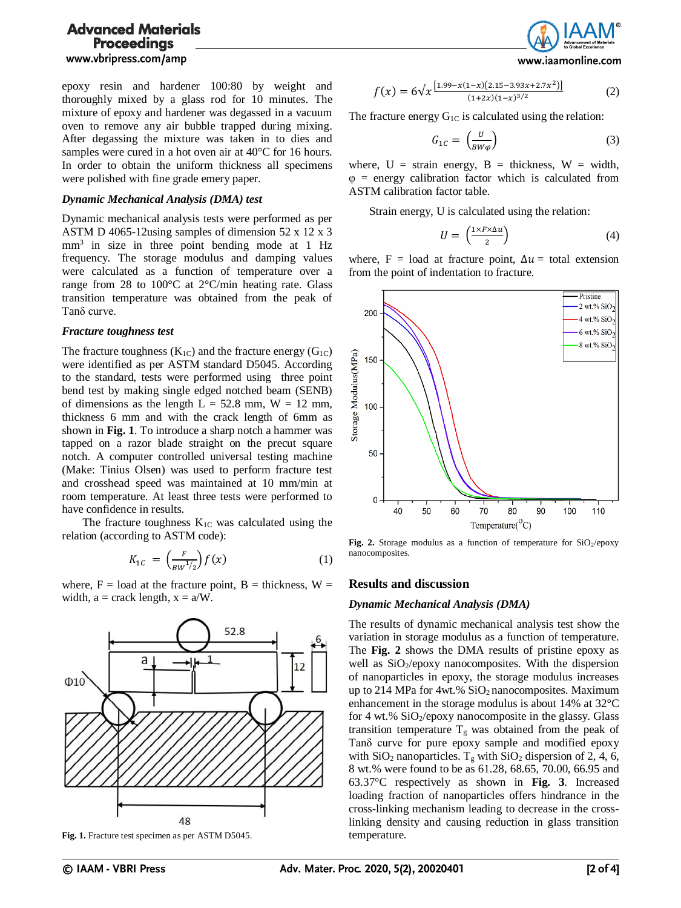epoxy resin and hardener 100:80 by weight and thoroughly mixed by a glass rod for 10 minutes. The mixture of epoxy and hardener was degassed in a vacuum oven to remove any air bubble trapped during mixing. After degassing the mixture was taken in to dies and samples were cured in a hot oven air at 40°C for 16 hours. In order to obtain the uniform thickness all specimens were polished with fine grade emery paper.

### *Dynamic Mechanical Analysis (DMA) test*

Dynamic mechanical analysis tests were performed as per ASTM D 4065-12using samples of dimension 52 x 12 x 3 $mm^3$ in size in three point bending mode at 1 Hz frequency. The storage modulus and damping values were calculated as a function of temperature over a range from 28 to 100°C at 2°C/min heating rate. Glass transition temperature was obtained from the peak of Tanδ curve.

### *Fracture toughness test*

The fracture toughness ($K_{1C}$) and the fracture energy ($G_{1C}$) were identified as per ASTM standard D5045. According to the standard, tests were performed using three point bend test by making single edged notched beam (SENB) of dimensions as the length L = 52.8 mm, W = 12 mm, thickness 6 mm and with the crack length of 6mm as shown in **Fig. 1**. To introduce a sharp notch a hammer was tapped on a razor blade straight on the precut square notch. A computer controlled universal testing machine (Make: Tinius Olsen) was used to perform fracture test and crosshead speed was maintained at 10 mm/min at room temperature. At least three tests were performed to have confidence in results.

The fracture toughness $K_{1C}$ was calculated using the relation (according to ASTM code):

$$K_{1C} = \left(\frac{F}{BW^{1/2}}\right) f(x) \tag{1}$$

where, F = load at the fracture point, B = thickness, W = width, a = crack length, x = a/W.

52.8
6
a
1
12
Φ10
48

**Fig. 1.** Fracture test specimen as per ASTM D5045.

$$f(x) = 6\sqrt{x}\,\frac{[1.99 - x(1-x)(2.15 - 3.93x + 2.7x^2)]}{(1+2x)(1-x)^{3/2}} \tag{2}$$

The fracture energy $G_{1C}$ is calculated using the relation:

$$G_{1C} = \left(\frac{U}{BW\varphi}\right) \tag{3}$$

where, U = strain energy, B = thickness, W = width, φ = energy calibration factor which is calculated from ASTM calibration factor table.

Strain energy, U is calculated using the relation:

$$U = \left(\frac{1 \times F \times \Delta u}{2}\right) \tag{4}$$

where, F = load at fracture point, $\Delta u$ = total extension from the point of indentation to fracture.

Pristine
2 wt.% $SiO_2$
4 wt.% $SiO_2$
6 wt.% $SiO_2$
8 wt.% $SiO_2$
Storage Modulus(MPa)
0
50
100
150
200
40
50
60
70
80
90
100
110
Temperature($^0$C)

**Fig. 2.** Storage modulus as a function of temperature for $SiO_2$/epoxy nanocomposites.

## Results and discussion

### *Dynamic Mechanical Analysis (DMA)*

The results of dynamic mechanical analysis test show the variation in storage modulus as a function of temperature. The **Fig. 2** shows the DMA results of pristine epoxy as well as $SiO_2$/epoxy nanocomposites. With the dispersion of nanoparticles in epoxy, the storage modulus increases up to 214 MPa for 4wt.% $SiO_2$ nanocomposites. Maximum enhancement in the storage modulus is about 14% at 32°C for 4 wt.% $SiO_2$/epoxy nanocomposite in the glassy. Glass transition temperature $T_g$ was obtained from the peak of Tanδ curve for pure epoxy sample and modified epoxy with $SiO_2$ nanoparticles. $T_g$ with $SiO_2$ dispersion of 2, 4, 6, 8 wt.% were found to be as 61.28, 68.65, 70.00, 66.95 and 63.37°C respectively as shown in **Fig. 3**. Increased loading fraction of nanoparticles offers hindrance in the cross-linking mechanism leading to decrease in the cross-linking density and causing reduction in glass transition temperature.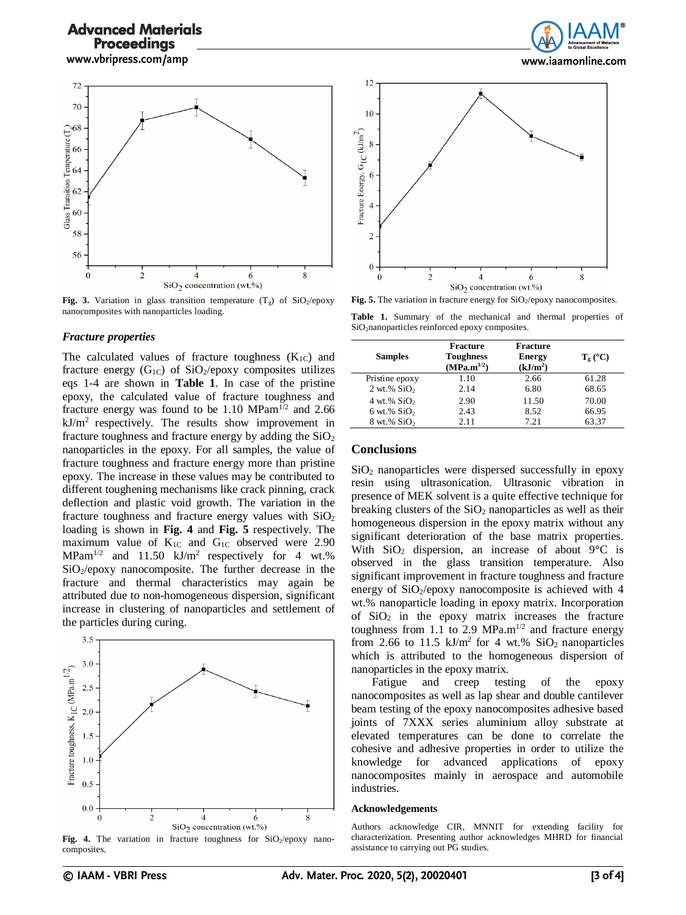Glass Transition Temperature (T)

72
70
68
66
64
62
60
58
56

0 2 4 6 8

$SiO_2$ concentration (wt.%)

**Fig. 3.** Variation in glass transition temperature ($T_g$) of $SiO_2$/epoxy nanocomposites with nanoparticles loading.

### *Fracture properties*

The calculated values of fracture toughness ($K_{1C}$) and fracture energy ($G_{1C}$) of $SiO_2$/epoxy composites utilizes eqs 1-4 are shown in **Table 1**. In case of the pristine epoxy, the calculated value of fracture toughness and fracture energy was found to be 1.10 $MPam^{1/2}$ and 2.66 $kJ/m^2$ respectively. The results show improvement in fracture toughness and fracture energy by adding the $SiO_2$ nanoparticles in the epoxy. For all samples, the value of fracture toughness and fracture energy more than pristine epoxy. The increase in these values may be contributed to different toughening mechanisms like crack pinning, crack deflection and plastic void growth. The variation in the fracture toughness and fracture energy values with $SiO_2$ loading is shown in **Fig. 4** and **Fig. 5** respectively. The maximum value of $K_{1C}$ and $G_{1C}$ observed were 2.90 $MPam^{1/2}$ and 11.50 $kJ/m^2$ respectively for 4 wt.% $SiO_2$/epoxy nanocomposite. The further decrease in the fracture and thermal characteristics may again be attributed due to non-homogeneous dispersion, significant increase in clustering of nanoparticles and settlement of the particles during curing.

Fracture toughness, $K_{1C}$ ($MPa.m^{1/2}$)

3.5
3.0
2.5
2.0
1.5
1.0
0.5
0.0

0 2 4 6 8

$SiO_2$ concentration (wt.%)

**Fig. 4.** The variation in fracture toughness for $SiO_2$/epoxy nanocomposites.

Fracture Energy, $G_{1C}$ ($kJ/m^2$)

12
10
8
6
4
2
0

0 2 4 6 8

$SiO_2$ concentration (wt.%)

**Fig. 5.** The variation in fracture energy for $SiO_2$/epoxy nanocomposites.

**Table 1.** Summary of the mechanical and thermal properties of $SiO_2$nanoparticles reinforced epoxy composites.

| Samples | Fracture Toughness ($MPa.m^{1/2}$) | Fracture Energy ($kJ/m^2$) | $T_g$ (°C) |
|---|---|---|---|
| Pristine epoxy | 1.10 | 2.66 | 61.28 |
| 2 wt.% $SiO_2$ | 2.14 | 6.80 | 68.65 |
| 4 wt.% $SiO_2$ | 2.90 | 11.50 | 70.00 |
| 6 wt.% $SiO_2$ | 2.43 | 8.52 | 66.95 |
| 8 wt.% $SiO_2$ | 2.11 | 7.21 | 63.37 |

## Conclusions

$SiO_2$ nanoparticles were dispersed successfully in epoxy resin using ultrasonication. Ultrasonic vibration in presence of MEK solvent is a quite effective technique for breaking clusters of the $SiO_2$ nanoparticles as well as their homogeneous dispersion in the epoxy matrix without any significant deterioration of the base matrix properties. With $SiO_2$ dispersion, an increase of about 9°C is observed in the glass transition temperature. Also significant improvement in fracture toughness and fracture energy of $SiO_2$/epoxy nanocomposite is achieved with 4 wt.% nanoparticle loading in epoxy matrix. Incorporation of $SiO_2$ in the epoxy matrix increases the fracture toughness from 1.1 to 2.9 $MPa.m^{1/2}$ and fracture energy from 2.66 to 11.5 $kJ/m^2$ for 4 wt.% $SiO_2$ nanoparticles which is attributed to the homogeneous dispersion of nanoparticles in the epoxy matrix.

Fatigue and creep testing of the epoxy nanocomposites as well as lap shear and double cantilever beam testing of the epoxy nanocomposites adhesive based joints of 7XXX series aluminium alloy substrate at elevated temperatures can be done to correlate the cohesive and adhesive properties in order to utilize the knowledge for advanced applications of epoxy nanocomposites mainly in aerospace and automobile industries.

#### Acknowledgements

Authors acknowledge CIR, MNNIT for extending facility for characterization. Presenting author acknowledges MHRD for financial assistance to carrying out PG studies.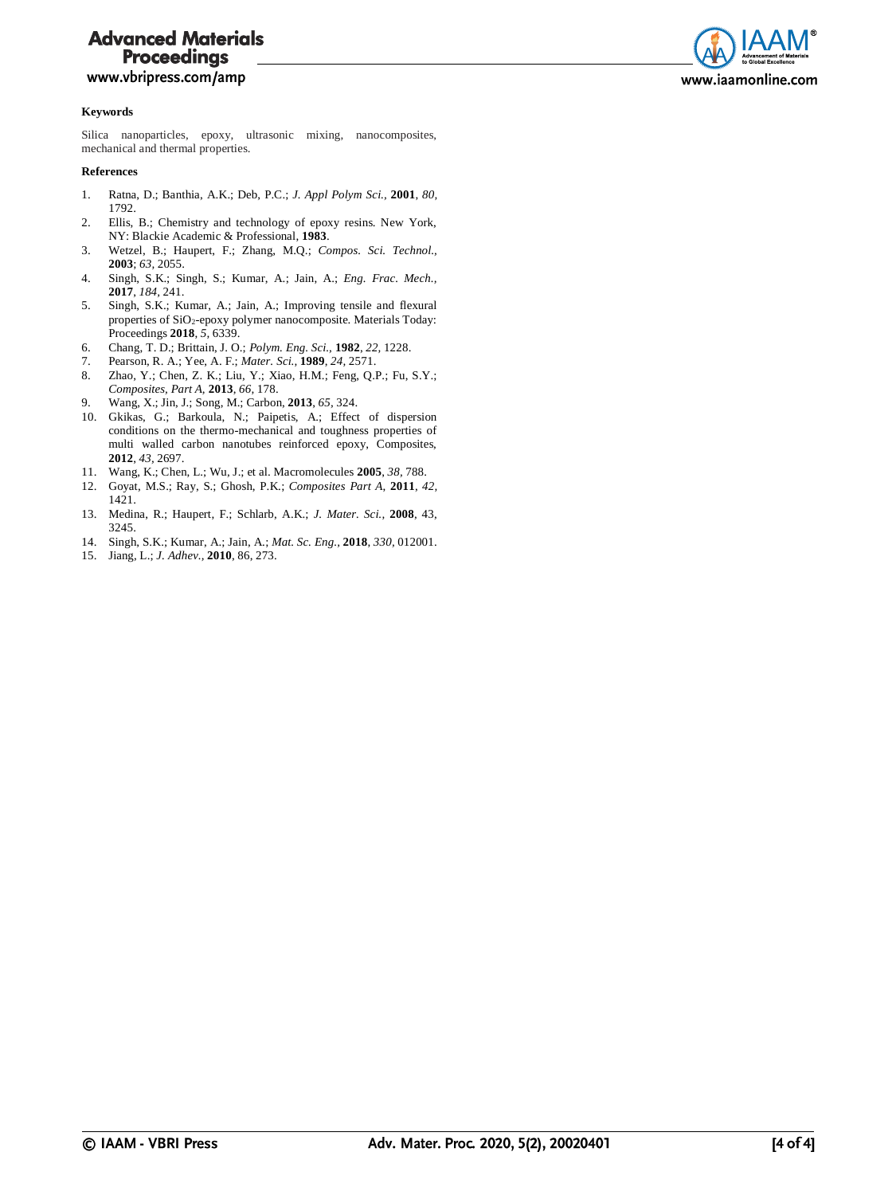### Keywords

Silica nanoparticles, epoxy, ultrasonic mixing, nanocomposites, mechanical and thermal properties.

### References

1. Ratna, D.; Banthia, A.K.; Deb, P.C.; *J. Appl Polym Sci.*, **2001**, *80*, 1792.
2. Ellis, B.; Chemistry and technology of epoxy resins. New York, NY: Blackie Academic & Professional, **1983**.
3. Wetzel, B.; Haupert, F.; Zhang, M.Q.; *Compos. Sci. Technol.*, **2003**; *63*, 2055.
4. Singh, S.K.; Singh, S.; Kumar, A.; Jain, A.; *Eng. Frac. Mech.*, **2017**, *184*, 241.
5. Singh, S.K.; Kumar, A.; Jain, A.; Improving tensile and flexural properties of $SiO_2$-epoxy polymer nanocomposite. Materials Today: Proceedings **2018**, *5*, 6339.
6. Chang, T. D.; Brittain, J. O.; *Polym. Eng. Sci.*, **1982**, *22*, 1228.
7. Pearson, R. A.; Yee, A. F.; *Mater. Sci.*, **1989**, *24*, 2571.
8. Zhao, Y.; Chen, Z. K.; Liu, Y.; Xiao, H.M.; Feng, Q.P.; Fu, S.Y.; *Composites, Part A*, **2013**, *66*, 178.
9. Wang, X.; Jin, J.; Song, M.; Carbon, **2013**, *65*, 324.
10. Gkikas, G.; Barkoula, N.; Paipetis, A.; Effect of dispersion conditions on the thermo-mechanical and toughness properties of multi walled carbon nanotubes reinforced epoxy, Composites, **2012**, *43*, 2697.
11. Wang, K.; Chen, L.; Wu, J.; et al. Macromolecules **2005**, *38*, 788.
12. Goyat, M.S.; Ray, S.; Ghosh, P.K.; *Composites Part A*, **2011**, *42*, 1421.
13. Medina, R.; Haupert, F.; Schlarb, A.K.; *J. Mater. Sci.*, **2008**, 43, 3245.
14. Singh, S.K.; Kumar, A.; Jain, A.; *Mat. Sc. Eng.*, **2018**, *330*, 012001.
15. Jiang, L.; *J. Adhev.*, **2010**, 86, 273.